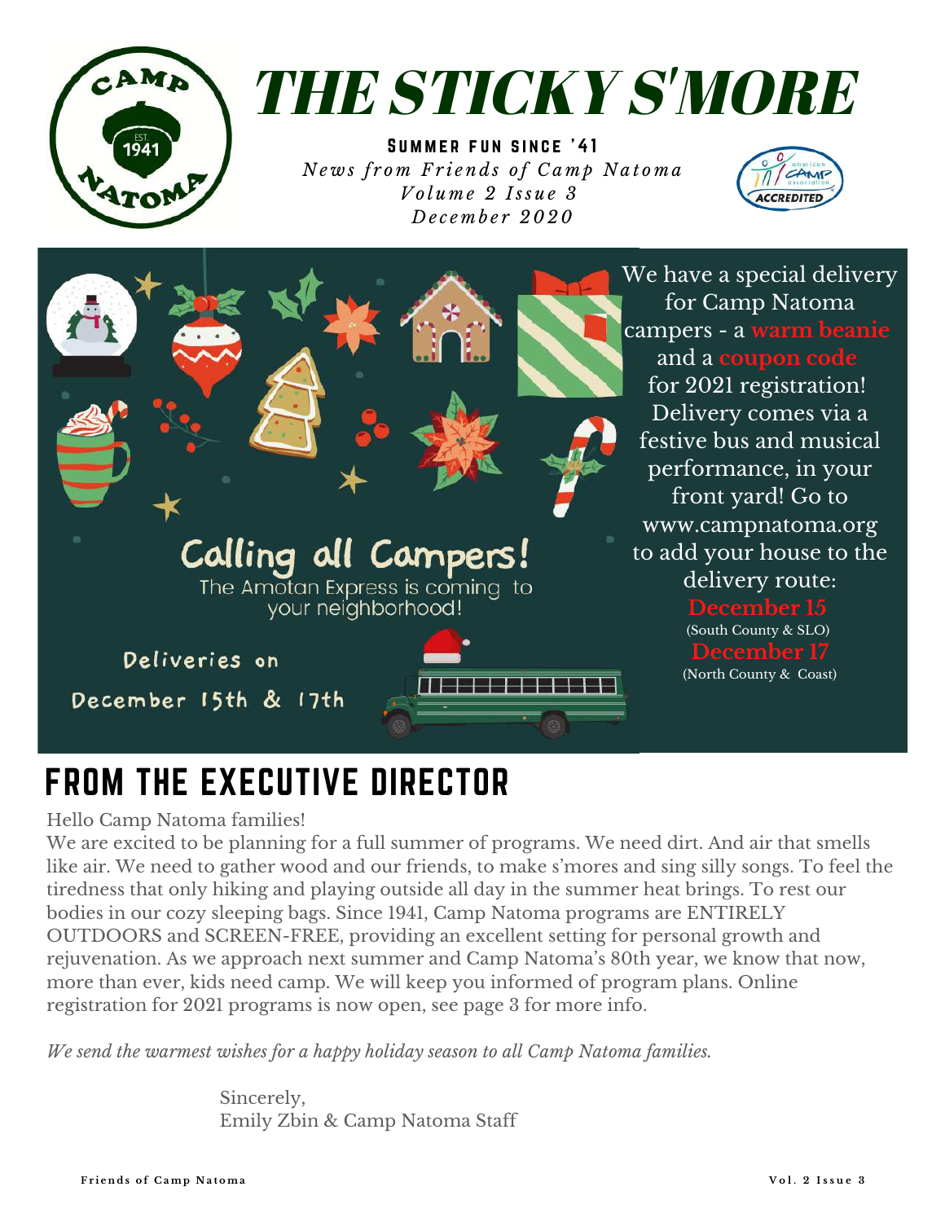# THE STICKY S'MORE

**SUMMER FUN SINCE '41**

*News from Friends of Camp Natoma*
*Volume 2 Issue 3*
*December 2020*

## Calling all Campers!

The Amotan Express is coming to your neighborhood!

Deliveries on December 15th & 17th

We have a special delivery for Camp Natoma campers - a **warm beanie** and a **coupon code** for 2021 registration! Delivery comes via a festive bus and musical performance, in your front yard! Go to www.campnatoma.org to add your house to the delivery route:

**December 15**
(South County & SLO)

**December 17**
(North County & Coast)

## FROM THE EXECUTIVE DIRECTOR

Hello Camp Natoma families!

We are excited to be planning for a full summer of programs. We need dirt. And air that smells like air. We need to gather wood and our friends, to make s'mores and sing silly songs. To feel the tiredness that only hiking and playing outside all day in the summer heat brings. To rest our bodies in our cozy sleeping bags. Since 1941, Camp Natoma programs are ENTIRELY OUTDOORS and SCREEN-FREE, providing an excellent setting for personal growth and rejuvenation. As we approach next summer and Camp Natoma's 80th year, we know that now, more than ever, kids need camp. We will keep you informed of program plans. Online registration for 2021 programs is now open, see page 3 for more info.

*We send the warmest wishes for a happy holiday season to all Camp Natoma families.*

Sincerely,
Emily Zbin & Camp Natoma Staff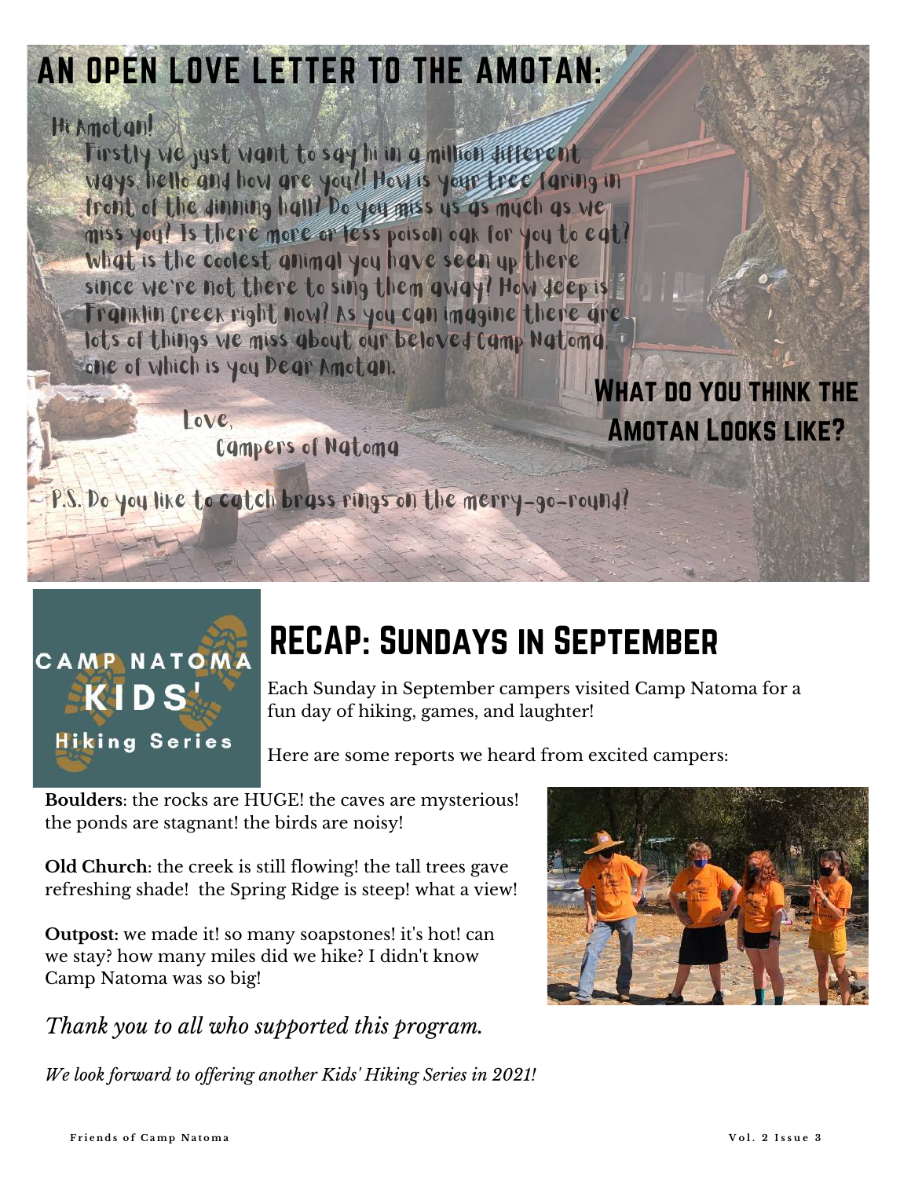# AN OPEN LOVE LETTER TO THE AMOTAN:

Hi Amotan!

Firstly we just want to say hi in a million different ways, hello and how are you?! How is your tree faring in front of the dinning hall? Do you miss us as much as we miss you? Is there more or less poison oak for you to eat? What is the coolest animal you have seen up there since we're not there to sing them away? How deep is Franklin Creek right now? As you can imagine there are lots of things we miss about our beloved Camp Natoma, one of which is you Dear Amotan.

Love,
Campers of Natoma

P.S. Do you like to catch brass rings on the merry-go-round?

**What do you think the Amotan Looks like?**

CAMP NATOMA KIDS' Hiking Series

## RECAP: Sundays in September

Each Sunday in September campers visited Camp Natoma for a fun day of hiking, games, and laughter!

Here are some reports we heard from excited campers:

**Boulders**: the rocks are HUGE! the caves are mysterious! the ponds are stagnant! the birds are noisy!

**Old Church**: the creek is still flowing! the tall trees gave refreshing shade! the Spring Ridge is steep! what a view!

**Outpost:** we made it! so many soapstones! it's hot! can we stay? how many miles did we hike? I didn't know Camp Natoma was so big!

*Thank you to all who supported this program.*

*We look forward to offering another Kids' Hiking Series in 2021!*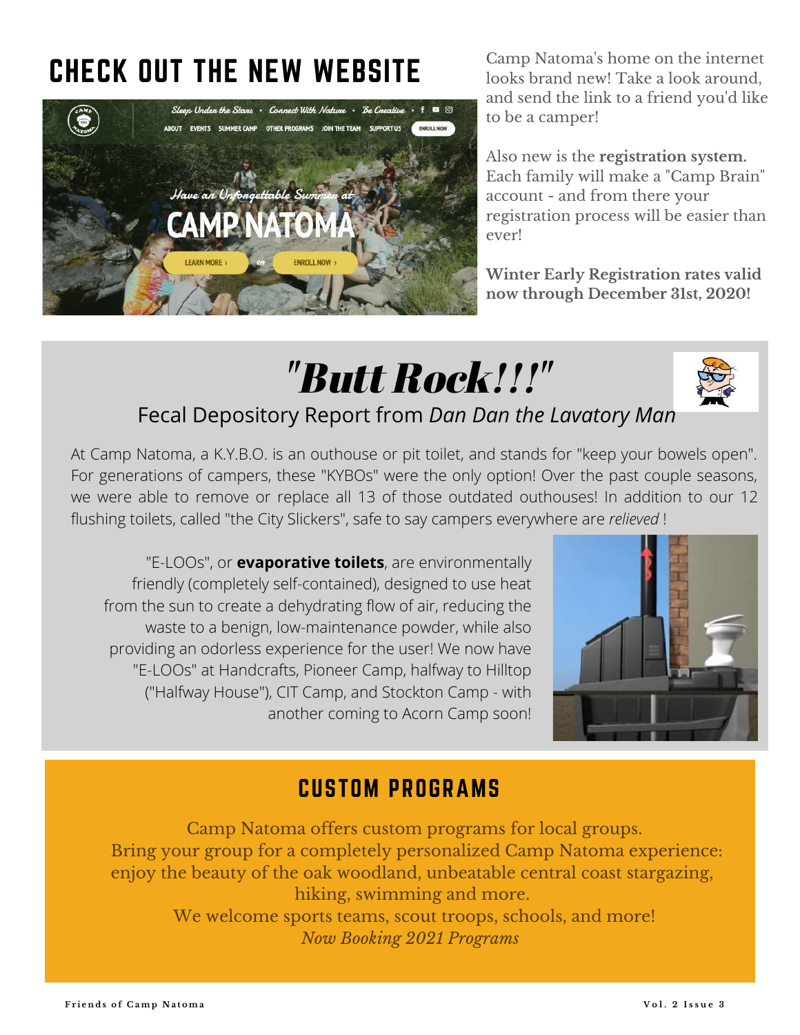## CHECK OUT THE NEW WEBSITE

Camp Natoma's home on the internet looks brand new! Take a look around, and send the link to a friend you'd like to be a camper!

Also new is the **registration system.** Each family will make a "Camp Brain" account - and from there your registration process will be easier than ever!

**Winter Early Registration rates valid now through December 31st, 2020!**

# *"Butt Rock!!!"*

### Fecal Depository Report from *Dan Dan the Lavatory Man*

At Camp Natoma, a K.Y.B.O. is an outhouse or pit toilet, and stands for "keep your bowels open". For generations of campers, these "KYBOs" were the only option! Over the past couple seasons, we were able to remove or replace all 13 of those outdated outhouses! In addition to our 12 flushing toilets, called "the City Slickers", safe to say campers everywhere are *relieved* !

"E-LOOs", or **evaporative toilets**, are environmentally friendly (completely self-contained), designed to use heat from the sun to create a dehydrating flow of air, reducing the waste to a benign, low-maintenance powder, while also providing an odorless experience for the user! We now have "E-LOOs" at Handcrafts, Pioneer Camp, halfway to Hilltop ("Halfway House"), CIT Camp, and Stockton Camp - with another coming to Acorn Camp soon!

## CUSTOM PROGRAMS

Camp Natoma offers custom programs for local groups.
Bring your group for a completely personalized Camp Natoma experience: enjoy the beauty of the oak woodland, unbeatable central coast stargazing, hiking, swimming and more.
We welcome sports teams, scout troops, schools, and more!
*Now Booking 2021 Programs*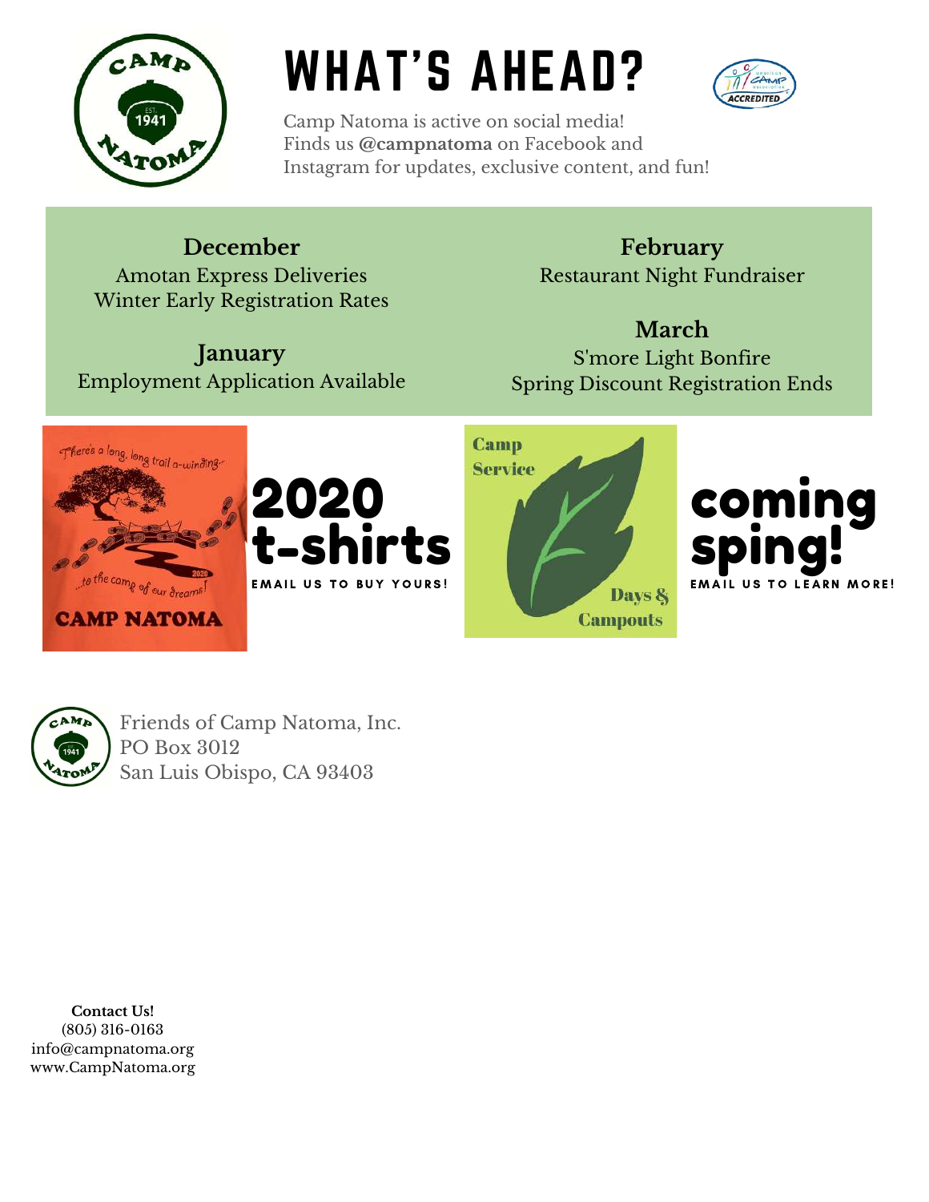# WHAT'S AHEAD?

Camp Natoma is active on social media!
Finds us **@campnatoma** on Facebook and Instagram for updates, exclusive content, and fun!

**December**
Amotan Express Deliveries
Winter Early Registration Rates

**January**
Employment Application Available

**February**
Restaurant Night Fundraiser

**March**
S'more Light Bonfire
Spring Discount Registration Ends

## 2020 t-shirts

EMAIL US TO BUY YOURS!

## coming sping!

EMAIL US TO LEARN MORE!

Friends of Camp Natoma, Inc.
PO Box 3012
San Luis Obispo, CA 93403

**Contact Us!**
(805) 316-0163
info@campnatoma.org
www.CampNatoma.org